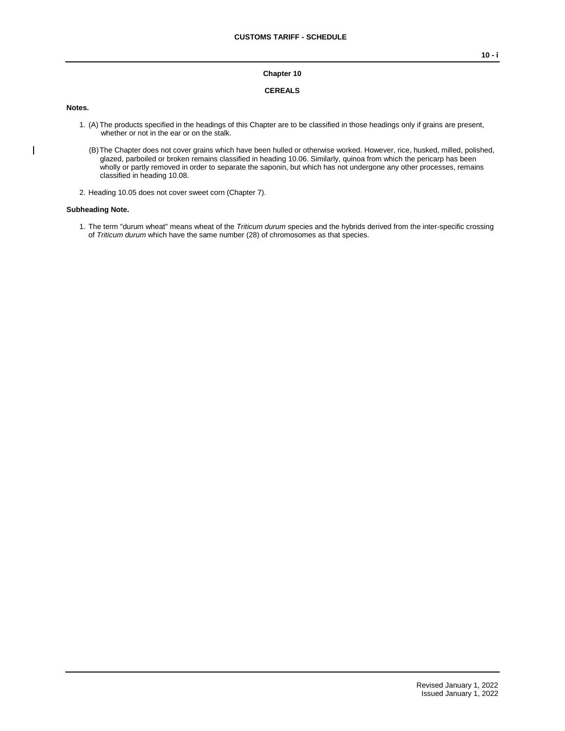# Chapter 10

## CEREALS

**Notes.**

1. (A) The products specified in the headings of this Chapter are to be classified in those headings only if grains are present, whether or not in the ear or on the stalk.

   (B) The Chapter does not cover grains which have been hulled or otherwise worked. However, rice, husked, milled, polished, glazed, parboiled or broken remains classified in heading 10.06. Similarly, quinoa from which the pericarp has been wholly or partly removed in order to separate the saponin, but which has not undergone any other processes, remains classified in heading 10.08.

2. Heading 10.05 does not cover sweet corn (Chapter 7).

**Subheading Note.**

1. The term "durum wheat" means wheat of the *Triticum durum* species and the hybrids derived from the inter-specific crossing of *Triticum durum* which have the same number (28) of chromosomes as that species.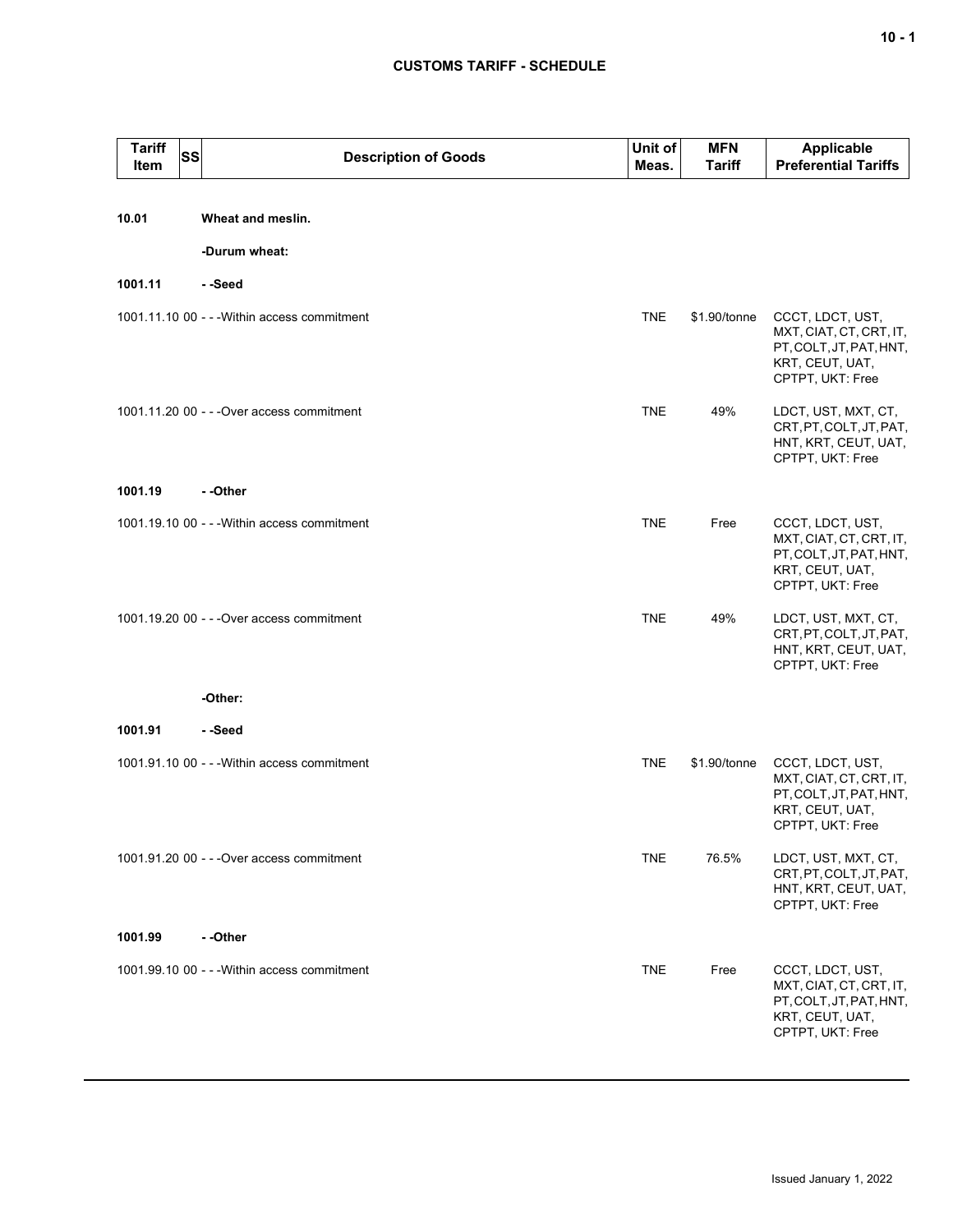| Tariff Item | SS | Description of Goods | Unit of Meas. | MFN Tariff | Applicable Preferential Tariffs |
|---|---|---|---|---|---|
| **10.01** | | **Wheat and meslin.** | | | |
| | | **-Durum wheat:** | | | |
| **1001.11** | | **- -Seed** | | | |
| 1001.11.10 | 00 | - - -Within access commitment | TNE | $1.90/tonne | CCCT, LDCT, UST, MXT, CIAT, CT, CRT, IT, PT, COLT, JT, PAT, HNT, KRT, CEUT, UAT, CPTPT, UKT: Free |
| 1001.11.20 | 00 | - - -Over access commitment | TNE | 49% | LDCT, UST, MXT, CT, CRT, PT, COLT, JT, PAT, HNT, KRT, CEUT, UAT, CPTPT, UKT: Free |
| **1001.19** | | **- -Other** | | | |
| 1001.19.10 | 00 | - - -Within access commitment | TNE | Free | CCCT, LDCT, UST, MXT, CIAT, CT, CRT, IT, PT, COLT, JT, PAT, HNT, KRT, CEUT, UAT, CPTPT, UKT: Free |
| 1001.19.20 | 00 | - - -Over access commitment | TNE | 49% | LDCT, UST, MXT, CT, CRT, PT, COLT, JT, PAT, HNT, KRT, CEUT, UAT, CPTPT, UKT: Free |
| | | **-Other:** | | | |
| **1001.91** | | **- -Seed** | | | |
| 1001.91.10 | 00 | - - -Within access commitment | TNE | $1.90/tonne | CCCT, LDCT, UST, MXT, CIAT, CT, CRT, IT, PT, COLT, JT, PAT, HNT, KRT, CEUT, UAT, CPTPT, UKT: Free |
| 1001.91.20 | 00 | - - -Over access commitment | TNE | 76.5% | LDCT, UST, MXT, CT, CRT, PT, COLT, JT, PAT, HNT, KRT, CEUT, UAT, CPTPT, UKT: Free |
| **1001.99** | | **- -Other** | | | |
| 1001.99.10 | 00 | - - -Within access commitment | TNE | Free | CCCT, LDCT, UST, MXT, CIAT, CT, CRT, IT, PT, COLT, JT, PAT, HNT, KRT, CEUT, UAT, CPTPT, UKT: Free |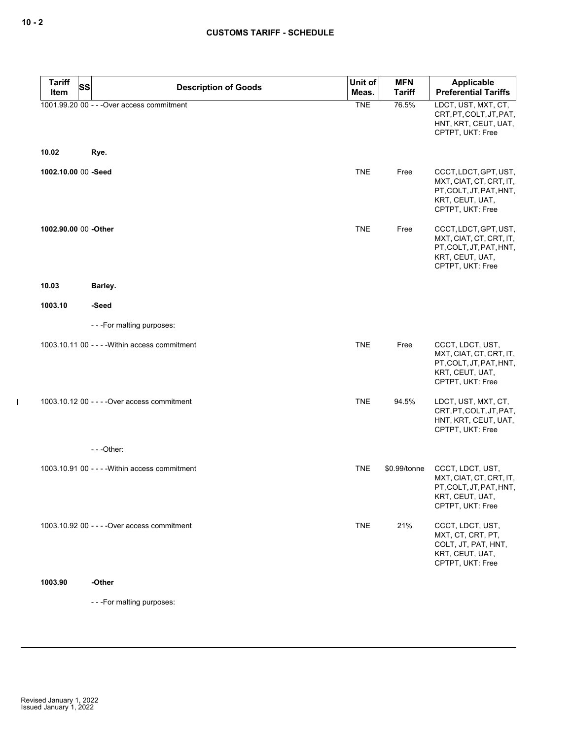| Tariff Item | SS | Description of Goods | Unit of Meas. | MFN Tariff | Applicable Preferential Tariffs |
|---|---|---|---|---|---|
| 1001.99.20 | 00 | - - -Over access commitment | TNE | 76.5% | LDCT, UST, MXT, CT, CRT, PT, COLT, JT, PAT, HNT, KRT, CEUT, UAT, CPTPT, UKT: Free |
| **10.02** | | **Rye.** | | | |
| **1002.10.00** | 00 | **-Seed** | TNE | Free | CCCT, LDCT, GPT, UST, MXT, CIAT, CT, CRT, IT, PT, COLT, JT, PAT, HNT, KRT, CEUT, UAT, CPTPT, UKT: Free |
| **1002.90.00** | 00 | **-Other** | TNE | Free | CCCT, LDCT, GPT, UST, MXT, CIAT, CT, CRT, IT, PT, COLT, JT, PAT, HNT, KRT, CEUT, UAT, CPTPT, UKT: Free |
| **10.03** | | **Barley.** | | | |
| **1003.10** | | **-Seed** | | | |
| | | - - -For malting purposes: | | | |
| 1003.10.11 | 00 | - - - -Within access commitment | TNE | Free | CCCT, LDCT, UST, MXT, CIAT, CT, CRT, IT, PT, COLT, JT, PAT, HNT, KRT, CEUT, UAT, CPTPT, UKT: Free |
| 1003.10.12 | 00 | - - - -Over access commitment | TNE | 94.5% | LDCT, UST, MXT, CT, CRT, PT, COLT, JT, PAT, HNT, KRT, CEUT, UAT, CPTPT, UKT: Free |
| | | - - -Other: | | | |
| 1003.10.91 | 00 | - - - -Within access commitment | TNE | $0.99/tonne | CCCT, LDCT, UST, MXT, CIAT, CT, CRT, IT, PT, COLT, JT, PAT, HNT, KRT, CEUT, UAT, CPTPT, UKT: Free |
| 1003.10.92 | 00 | - - - -Over access commitment | TNE | 21% | CCCT, LDCT, UST, MXT, CT, CRT, PT, COLT, JT, PAT, HNT, KRT, CEUT, UAT, CPTPT, UKT: Free |
| **1003.90** | | **-Other** | | | |
| | | - - -For malting purposes: | | | |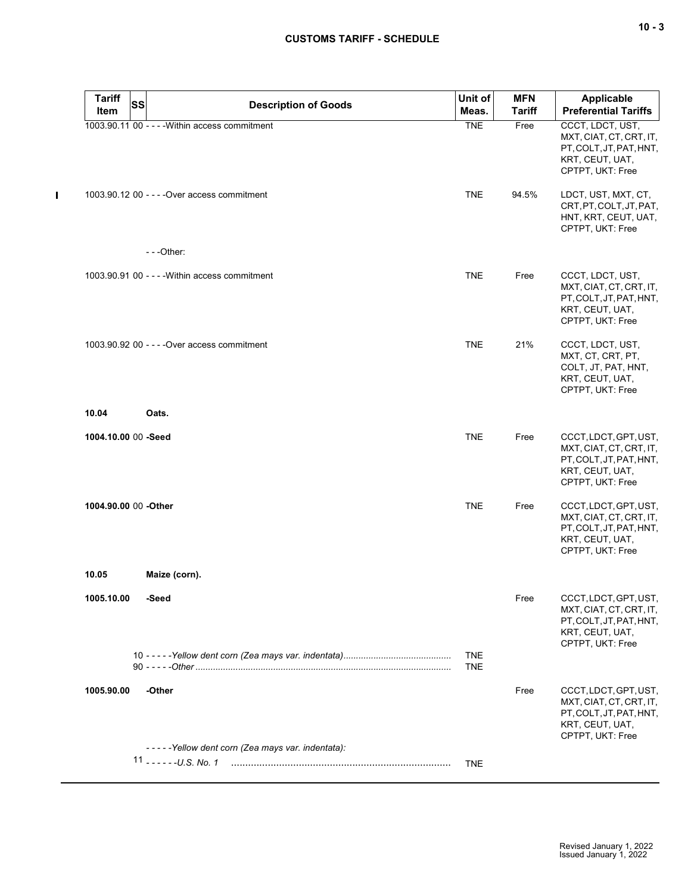| Tariff Item | SS | Description of Goods | Unit of Meas. | MFN Tariff | Applicable Preferential Tariffs |
|---|---|---|---|---|---|
| 1003.90.11 | 00 | - - - -Within access commitment | TNE | Free | CCCT, LDCT, UST, MXT, CIAT, CT, CRT, IT, PT, COLT, JT, PAT, HNT, KRT, CEUT, UAT, CPTPT, UKT: Free |
| 1003.90.12 | 00 | - - - -Over access commitment | TNE | 94.5% | LDCT, UST, MXT, CT, CRT, PT, COLT, JT, PAT, HNT, KRT, CEUT, UAT, CPTPT, UKT: Free |
| | | - - -Other: | | | |
| 1003.90.91 | 00 | - - - -Within access commitment | TNE | Free | CCCT, LDCT, UST, MXT, CIAT, CT, CRT, IT, PT, COLT, JT, PAT, HNT, KRT, CEUT, UAT, CPTPT, UKT: Free |
| 1003.90.92 | 00 | - - - -Over access commitment | TNE | 21% | CCCT, LDCT, UST, MXT, CT, CRT, PT, COLT, JT, PAT, HNT, KRT, CEUT, UAT, CPTPT, UKT: Free |
| **10.04** | | **Oats.** | | | |
| **1004.10.00** | **00** | **-Seed** | TNE | Free | CCCT, LDCT, GPT, UST, MXT, CIAT, CT, CRT, IT, PT, COLT, JT, PAT, HNT, KRT, CEUT, UAT, CPTPT, UKT: Free |
| **1004.90.00** | **00** | **-Other** | TNE | Free | CCCT, LDCT, GPT, UST, MXT, CIAT, CT, CRT, IT, PT, COLT, JT, PAT, HNT, KRT, CEUT, UAT, CPTPT, UKT: Free |
| **10.05** | | **Maize (corn).** | | | |
| **1005.10.00** | | **-Seed** | | Free | CCCT, LDCT, GPT, UST, MXT, CIAT, CT, CRT, IT, PT, COLT, JT, PAT, HNT, KRT, CEUT, UAT, CPTPT, UKT: Free |
| | 10 | - - - - -*Yellow dent corn (Zea mays var. indentata)* | TNE | | |
| | 90 | - - - - -*Other* | TNE | | |
| **1005.90.00** | | **-Other** | | Free | CCCT, LDCT, GPT, UST, MXT, CIAT, CT, CRT, IT, PT, COLT, JT, PAT, HNT, KRT, CEUT, UAT, CPTPT, UKT: Free |
| | | - - - - -*Yellow dent corn (Zea mays var. indentata):* | | | |
| | 11 | - - - - - -*U.S. No. 1* | TNE | | |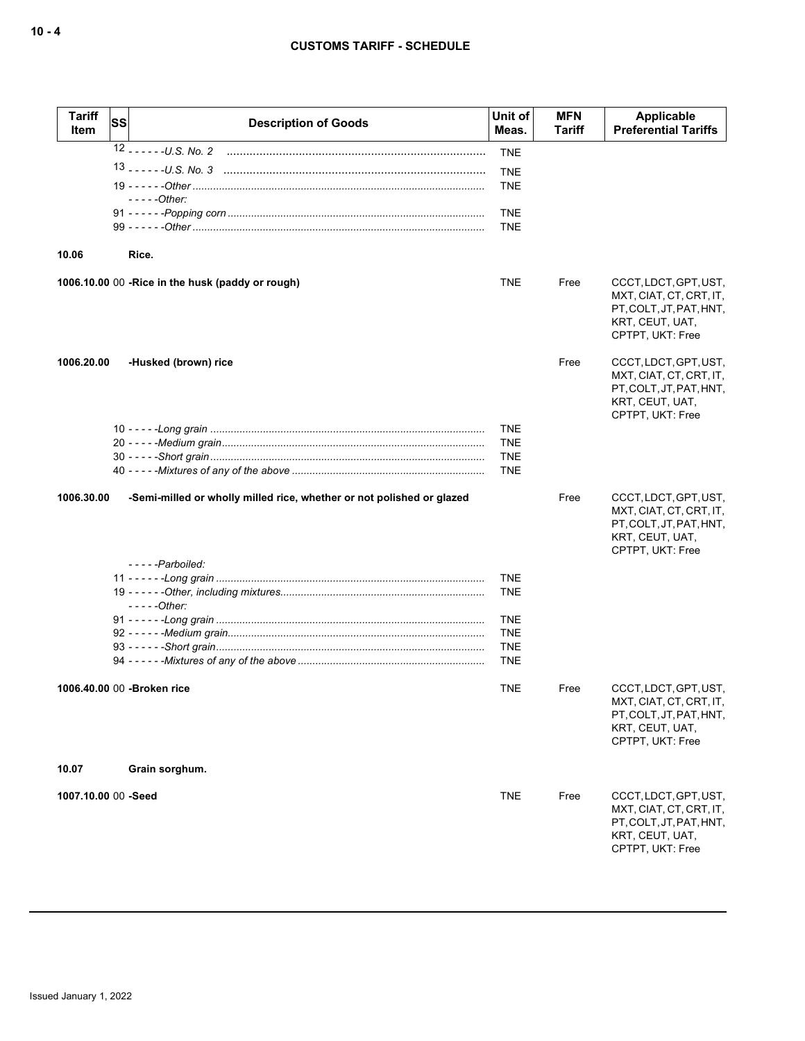| Tariff Item | SS | Description of Goods | Unit of Meas. | MFN Tariff | Applicable Preferential Tariffs |
|---|---|---|---|---|---|
| | 12 | - - - - - -*U.S. No. 2* | TNE | | |
| | 13 | - - - - - -*U.S. No. 3* | TNE | | |
| | 19 | - - - - - -*Other* | TNE | | |
| | | - - - - -*Other:* | | | |
| | 91 | - - - - - -*Popping corn* | TNE | | |
| | 99 | - - - - - -*Other* | TNE | | |
| **10.06** | | **Rice.** | | | |
| **1006.10.00** | 00 | **-Rice in the husk (paddy or rough)** | TNE | Free | CCCT, LDCT, GPT, UST, MXT, CIAT, CT, CRT, IT, PT, COLT, JT, PAT, HNT, KRT, CEUT, UAT, CPTPT, UKT: Free |
| **1006.20.00** | | **-Husked (brown) rice** | | Free | CCCT, LDCT, GPT, UST, MXT, CIAT, CT, CRT, IT, PT, COLT, JT, PAT, HNT, KRT, CEUT, UAT, CPTPT, UKT: Free |
| | 10 | - - - - -*Long grain* | TNE | | |
| | 20 | - - - - -*Medium grain* | TNE | | |
| | 30 | - - - - -*Short grain* | TNE | | |
| | 40 | - - - - -*Mixtures of any of the above* | TNE | | |
| **1006.30.00** | | **-Semi-milled or wholly milled rice, whether or not polished or glazed** | | Free | CCCT, LDCT, GPT, UST, MXT, CIAT, CT, CRT, IT, PT, COLT, JT, PAT, HNT, KRT, CEUT, UAT, CPTPT, UKT: Free |
| | | - - - - -*Parboiled:* | | | |
| | 11 | - - - - - -*Long grain* | TNE | | |
| | 19 | - - - - - -*Other, including mixtures* | TNE | | |
| | | - - - - -*Other:* | | | |
| | 91 | - - - - - -*Long grain* | TNE | | |
| | 92 | - - - - - -*Medium grain* | TNE | | |
| | 93 | - - - - - -*Short grain* | TNE | | |
| | 94 | - - - - - -*Mixtures of any of the above* | TNE | | |
| **1006.40.00** | 00 | **-Broken rice** | TNE | Free | CCCT, LDCT, GPT, UST, MXT, CIAT, CT, CRT, IT, PT, COLT, JT, PAT, HNT, KRT, CEUT, UAT, CPTPT, UKT: Free |
| **10.07** | | **Grain sorghum.** | | | |
| **1007.10.00** | 00 | **-Seed** | TNE | Free | CCCT, LDCT, GPT, UST, MXT, CIAT, CT, CRT, IT, PT, COLT, JT, PAT, HNT, KRT, CEUT, UAT, CPTPT, UKT: Free |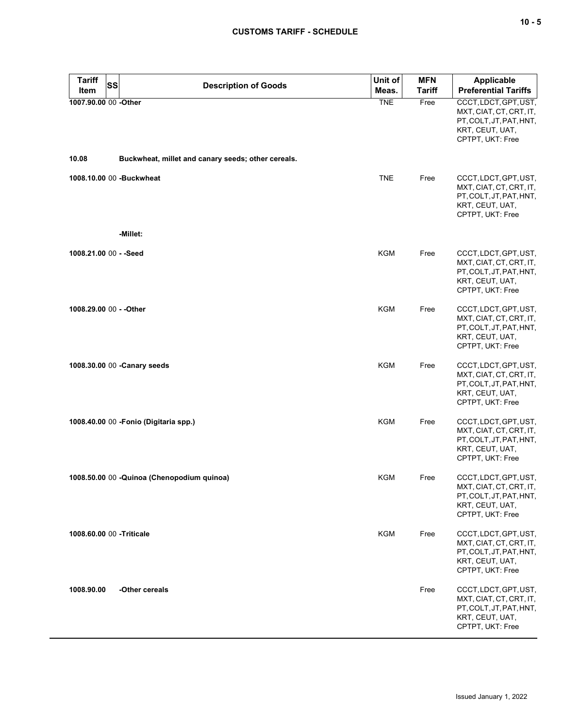| Tariff Item | SS | Description of Goods | Unit of Meas. | MFN Tariff | Applicable Preferential Tariffs |
|---|---|---|---|---|---|
| 1007.90.00 | 00 | -Other | TNE | Free | CCCT, LDCT, GPT, UST, MXT, CIAT, CT, CRT, IT, PT, COLT, JT, PAT, HNT, KRT, CEUT, UAT, CPTPT, UKT: Free |
| 10.08 | | Buckwheat, millet and canary seeds; other cereals. | | | |
| 1008.10.00 | 00 | -Buckwheat | TNE | Free | CCCT, LDCT, GPT, UST, MXT, CIAT, CT, CRT, IT, PT, COLT, JT, PAT, HNT, KRT, CEUT, UAT, CPTPT, UKT: Free |
| | | -Millet: | | | |
| 1008.21.00 | 00 | - -Seed | KGM | Free | CCCT, LDCT, GPT, UST, MXT, CIAT, CT, CRT, IT, PT, COLT, JT, PAT, HNT, KRT, CEUT, UAT, CPTPT, UKT: Free |
| 1008.29.00 | 00 | - -Other | KGM | Free | CCCT, LDCT, GPT, UST, MXT, CIAT, CT, CRT, IT, PT, COLT, JT, PAT, HNT, KRT, CEUT, UAT, CPTPT, UKT: Free |
| 1008.30.00 | 00 | -Canary seeds | KGM | Free | CCCT, LDCT, GPT, UST, MXT, CIAT, CT, CRT, IT, PT, COLT, JT, PAT, HNT, KRT, CEUT, UAT, CPTPT, UKT: Free |
| 1008.40.00 | 00 | -Fonio (Digitaria spp.) | KGM | Free | CCCT, LDCT, GPT, UST, MXT, CIAT, CT, CRT, IT, PT, COLT, JT, PAT, HNT, KRT, CEUT, UAT, CPTPT, UKT: Free |
| 1008.50.00 | 00 | -Quinoa (Chenopodium quinoa) | KGM | Free | CCCT, LDCT, GPT, UST, MXT, CIAT, CT, CRT, IT, PT, COLT, JT, PAT, HNT, KRT, CEUT, UAT, CPTPT, UKT: Free |
| 1008.60.00 | 00 | -Triticale | KGM | Free | CCCT, LDCT, GPT, UST, MXT, CIAT, CT, CRT, IT, PT, COLT, JT, PAT, HNT, KRT, CEUT, UAT, CPTPT, UKT: Free |
| 1008.90.00 | | -Other cereals | | Free | CCCT, LDCT, GPT, UST, MXT, CIAT, CT, CRT, IT, PT, COLT, JT, PAT, HNT, KRT, CEUT, UAT, CPTPT, UKT: Free |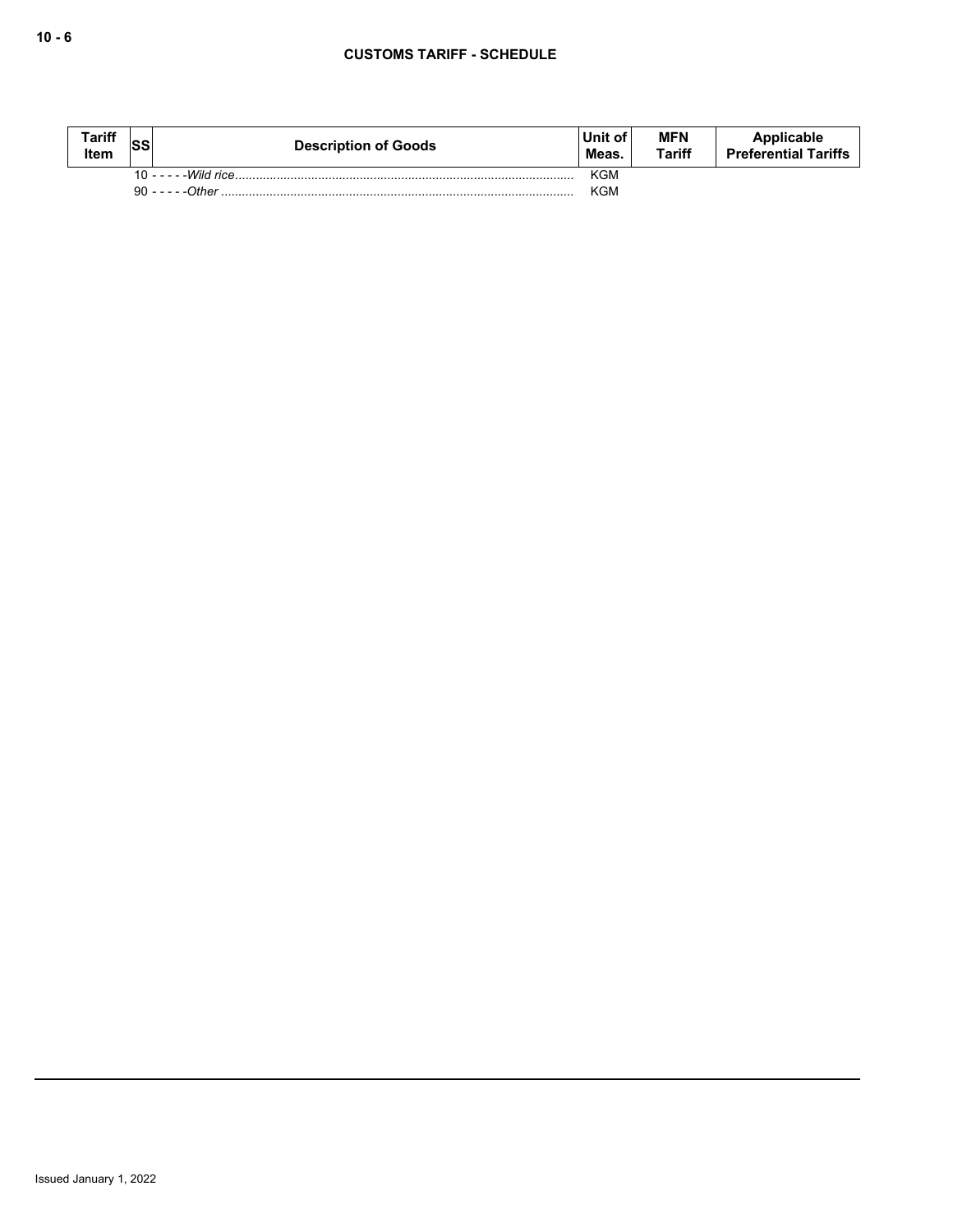| Tariff Item | SS | Description of Goods | Unit of Meas. | MFN Tariff | Applicable Preferential Tariffs |
|---|---|---|---|---|---|
| | 10 | - - - - -*Wild rice* | KGM | | |
| | 90 | - - - - -*Other* | KGM | | |